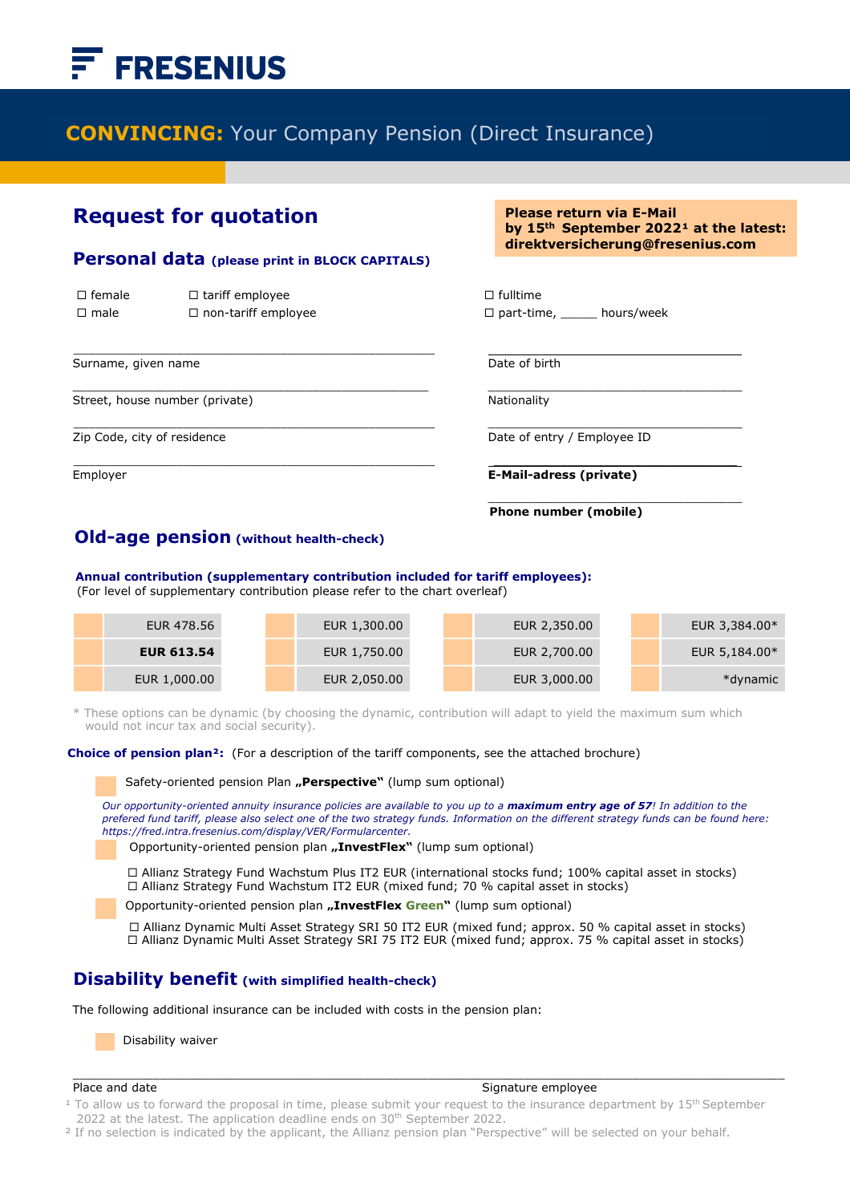# FRESENIUS

## **CONVINCING:** Your Company Pension (Direct Insurance)

## Request for quotation

**Please return via E-Mail by 15th September 2022[1] at the latest: direktversicherung@fresenius.com**

### Personal data (please print in BLOCK CAPITALS)

☐ female ☐ tariff employee ☐ fulltime
☐ male ☐ non-tariff employee ☐ part-time, _____ hours/week

Surname, given name

Date of birth

Street, house number (private)

Nationality

Zip Code, city of residence

Date of entry / Employee ID

Employer

**E-Mail-adress (private)**

**Phone number (mobile)**

### Old-age pension (without health-check)

**Annual contribution (supplementary contribution included for tariff employees):**
(For level of supplementary contribution please refer to the chart overleaf)

| | | | | | | | |
|---|---|---|---|---|---|---|---|
| | EUR 478.56 | | EUR 1,300.00 | | EUR 2,350.00 | | EUR 3,384.00* |
| | **EUR 613.54** | | EUR 1,750.00 | | EUR 2,700.00 | | EUR 5,184.00* |
| | EUR 1,000.00 | | EUR 2,050.00 | | EUR 3,000.00 | | *dynamic |

\* These options can be dynamic (by choosing the dynamic, contribution will adapt to yield the maximum sum which would not incur tax and social security).

**Choice of pension plan[2]:** (For a description of the tariff components, see the attached brochure)

☐ Safety-oriented pension Plan **„Perspective"** (lump sum optional)

*Our opportunity-oriented annuity insurance policies are available to you up to a **maximum entry age of 57**! In addition to the prefered fund tariff, please also select one of the two strategy funds. Information on the different strategy funds can be found here: https://fred.intra.fresenius.com/display/VER/Formularcenter.*

☐ Opportunity-oriented pension plan **„InvestFlex"** (lump sum optional)

- ☐ Allianz Strategy Fund Wachstum Plus IT2 EUR (international stocks fund; 100% capital asset in stocks)
- ☐ Allianz Strategy Fund Wachstum IT2 EUR (mixed fund; 70 % capital asset in stocks)

☐ Opportunity-oriented pension plan **„InvestFlex Green"** (lump sum optional)

- ☐ Allianz Dynamic Multi Asset Strategy SRI 50 IT2 EUR (mixed fund; approx. 50 % capital asset in stocks)
- ☐ Allianz Dynamic Multi Asset Strategy SRI 75 IT2 EUR (mixed fund; approx. 75 % capital asset in stocks)

### Disability benefit (with simplified health-check)

The following additional insurance can be included with costs in the pension plan:

☐ Disability waiver

Place and date

Signature employee

[1] To allow us to forward the proposal in time, please submit your request to the insurance department by 15th September 2022 at the latest. The application deadline ends on 30th September 2022.

[2] If no selection is indicated by the applicant, the Allianz pension plan "Perspective" will be selected on your behalf.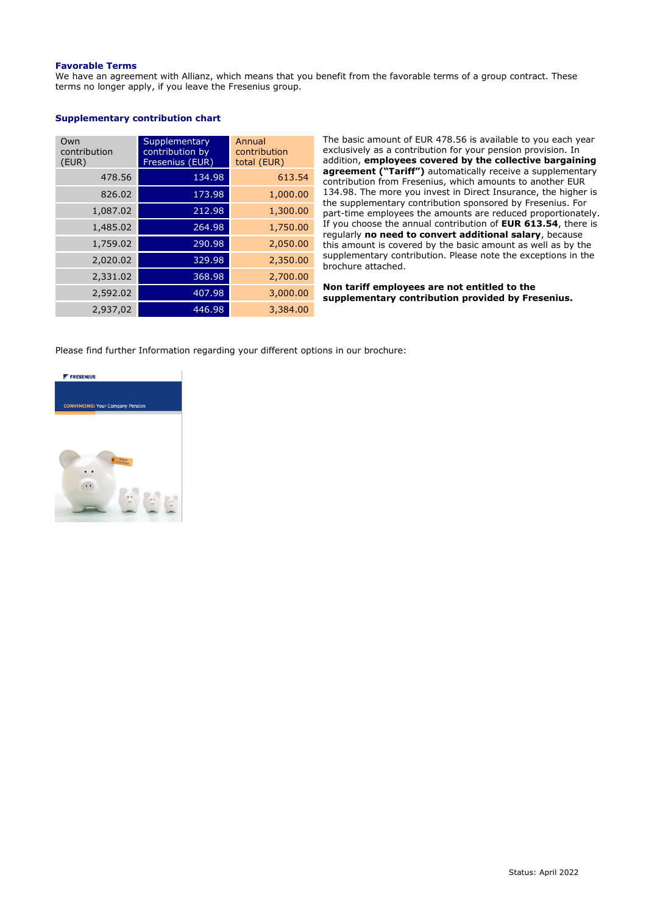### Favorable Terms

We have an agreement with Allianz, which means that you benefit from the favorable terms of a group contract. These terms no longer apply, if you leave the Fresenius group.

### Supplementary contribution chart

| Own contribution (EUR) | Supplementary contribution by Fresenius (EUR) | Annual contribution total (EUR) |
|---|---|---|
| 478.56 | 134.98 | 613.54 |
| 826.02 | 173.98 | 1,000.00 |
| 1,087.02 | 212.98 | 1,300.00 |
| 1,485.02 | 264.98 | 1,750.00 |
| 1,759.02 | 290.98 | 2,050.00 |
| 2,020.02 | 329.98 | 2,350.00 |
| 2,331.02 | 368.98 | 2,700.00 |
| 2,592.02 | 407.98 | 3,000.00 |
| 2,937,02 | 446.98 | 3,384.00 |

The basic amount of EUR 478.56 is available to you each year exclusively as a contribution for your pension provision. In addition, **employees covered by the collective bargaining agreement ("Tariff")** automatically receive a supplementary contribution from Fresenius, which amounts to another EUR 134.98. The more you invest in Direct Insurance, the higher is the supplementary contribution sponsored by Fresenius. For part-time employees the amounts are reduced proportionately. If you choose the annual contribution of **EUR 613.54**, there is regularly **no need to convert additional salary**, because this amount is covered by the basic amount as well as by the supplementary contribution. Please note the exceptions in the brochure attached.

**Non tariff employees are not entitled to the supplementary contribution provided by Fresenius.**

Please find further Information regarding your different options in our brochure:

FRESENIUS

CONVINCING: Your Company Pension

Status: April 2022